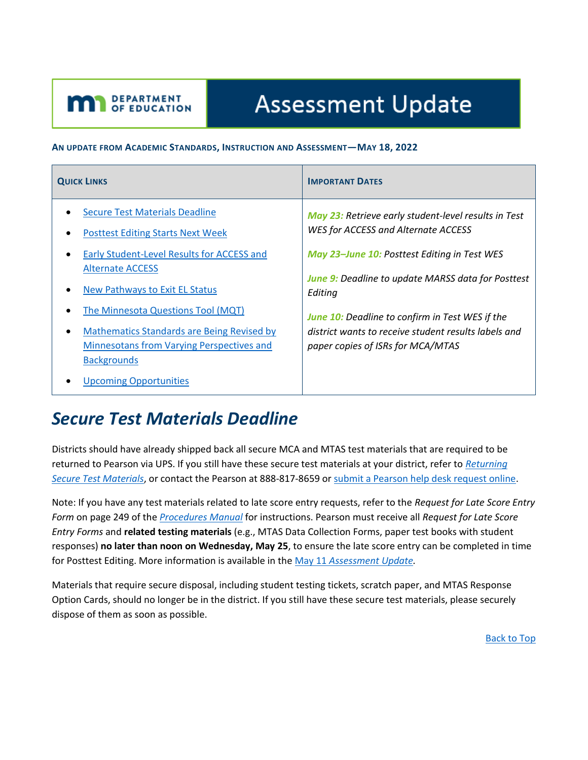# Assessment Update

**An update from Academic Standards, Instruction and Assessment—May 18, 2022**

| Quick Links | Important Dates |
| --- | --- |
| • Secure Test Materials Deadline<br>• Posttest Editing Starts Next Week<br>• Early Student-Level Results for ACCESS and Alternate ACCESS<br>• New Pathways to Exit EL Status<br>• The Minnesota Questions Tool (MQT)<br>• Mathematics Standards are Being Revised by Minnesotans from Varying Perspectives and Backgrounds<br>• Upcoming Opportunities | *May 23: Retrieve early student-level results in Test WES for ACCESS and Alternate ACCESS*<br><br>*May 23–June 10: Posttest Editing in Test WES*<br><br>*June 9: Deadline to update MARSS data for Posttest Editing*<br><br>*June 10: Deadline to confirm in Test WES if the district wants to receive student results labels and paper copies of ISRs for MCA/MTAS* |

## *Secure Test Materials Deadline*

Districts should have already shipped back all secure MCA and MTAS test materials that are required to be returned to Pearson via UPS. If you still have these secure test materials at your district, refer to *Returning Secure Test Materials*, or contact the Pearson at 888-817-8659 or submit a Pearson help desk request online.

Note: If you have any test materials related to late score entry requests, refer to the *Request for Late Score Entry Form* on page 249 of the *Procedures Manual* for instructions. Pearson must receive all *Request for Late Score Entry Forms* and **related testing materials** (e.g., MTAS Data Collection Forms, paper test books with student responses) **no later than noon on Wednesday, May 25**, to ensure the late score entry can be completed in time for Posttest Editing. More information is available in the May 11 *Assessment Update*.

Materials that require secure disposal, including student testing tickets, scratch paper, and MTAS Response Option Cards, should no longer be in the district. If you still have these secure test materials, please securely dispose of them as soon as possible.

Back to Top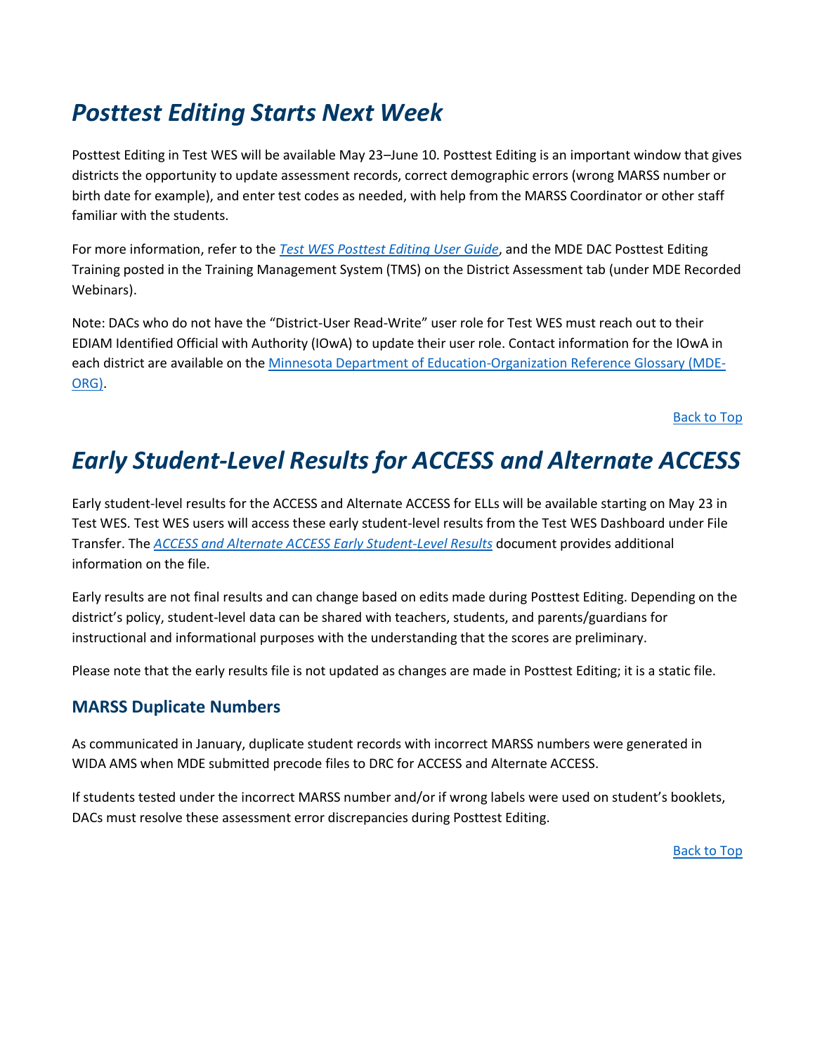# *Posttest Editing Starts Next Week*

Posttest Editing in Test WES will be available May 23–June 10. Posttest Editing is an important window that gives districts the opportunity to update assessment records, correct demographic errors (wrong MARSS number or birth date for example), and enter test codes as needed, with help from the MARSS Coordinator or other staff familiar with the students.

For more information, refer to the *Test WES Posttest Editing User Guide*, and the MDE DAC Posttest Editing Training posted in the Training Management System (TMS) on the District Assessment tab (under MDE Recorded Webinars).

Note: DACs who do not have the "District-User Read-Write" user role for Test WES must reach out to their EDIAM Identified Official with Authority (IOwA) to update their user role. Contact information for the IOwA in each district are available on the Minnesota Department of Education-Organization Reference Glossary (MDE-ORG).

Back to Top

# *Early Student-Level Results for ACCESS and Alternate ACCESS*

Early student-level results for the ACCESS and Alternate ACCESS for ELLs will be available starting on May 23 in Test WES. Test WES users will access these early student-level results from the Test WES Dashboard under File Transfer. The *ACCESS and Alternate ACCESS Early Student-Level Results* document provides additional information on the file.

Early results are not final results and can change based on edits made during Posttest Editing. Depending on the district's policy, student-level data can be shared with teachers, students, and parents/guardians for instructional and informational purposes with the understanding that the scores are preliminary.

Please note that the early results file is not updated as changes are made in Posttest Editing; it is a static file.

## MARSS Duplicate Numbers

As communicated in January, duplicate student records with incorrect MARSS numbers were generated in WIDA AMS when MDE submitted precode files to DRC for ACCESS and Alternate ACCESS.

If students tested under the incorrect MARSS number and/or if wrong labels were used on student's booklets, DACs must resolve these assessment error discrepancies during Posttest Editing.

Back to Top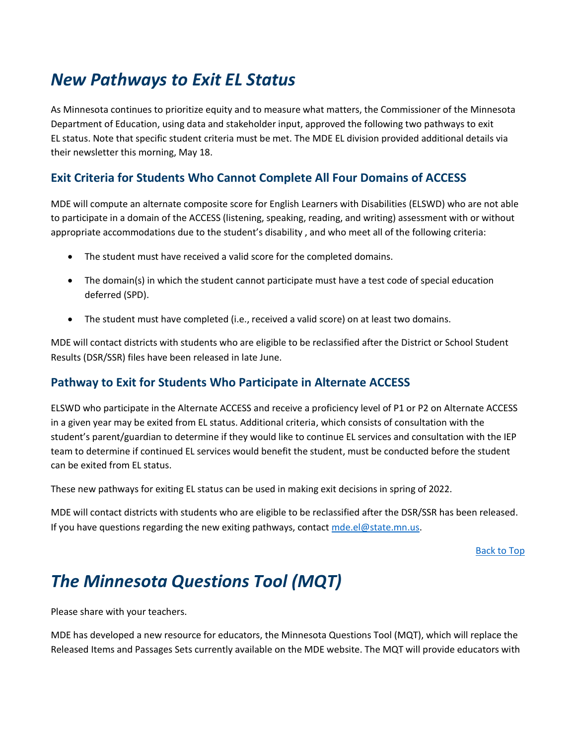# *New Pathways to Exit EL Status*

As Minnesota continues to prioritize equity and to measure what matters, the Commissioner of the Minnesota Department of Education, using data and stakeholder input, approved the following two pathways to exit EL status. Note that specific student criteria must be met. The MDE EL division provided additional details via their newsletter this morning, May 18.

## Exit Criteria for Students Who Cannot Complete All Four Domains of ACCESS

MDE will compute an alternate composite score for English Learners with Disabilities (ELSWD) who are not able to participate in a domain of the ACCESS (listening, speaking, reading, and writing) assessment with or without appropriate accommodations due to the student's disability , and who meet all of the following criteria:

- The student must have received a valid score for the completed domains.
- The domain(s) in which the student cannot participate must have a test code of special education deferred (SPD).
- The student must have completed (i.e., received a valid score) on at least two domains.

MDE will contact districts with students who are eligible to be reclassified after the District or School Student Results (DSR/SSR) files have been released in late June.

## Pathway to Exit for Students Who Participate in Alternate ACCESS

ELSWD who participate in the Alternate ACCESS and receive a proficiency level of P1 or P2 on Alternate ACCESS in a given year may be exited from EL status. Additional criteria, which consists of consultation with the student's parent/guardian to determine if they would like to continue EL services and consultation with the IEP team to determine if continued EL services would benefit the student, must be conducted before the student can be exited from EL status.

These new pathways for exiting EL status can be used in making exit decisions in spring of 2022.

MDE will contact districts with students who are eligible to be reclassified after the DSR/SSR has been released. If you have questions regarding the new exiting pathways, contact [mde.el@state.mn.us](mailto:mde.el@state.mn.us).

[Back to Top](#)

# *The Minnesota Questions Tool (MQT)*

Please share with your teachers.

MDE has developed a new resource for educators, the Minnesota Questions Tool (MQT), which will replace the Released Items and Passages Sets currently available on the MDE website. The MQT will provide educators with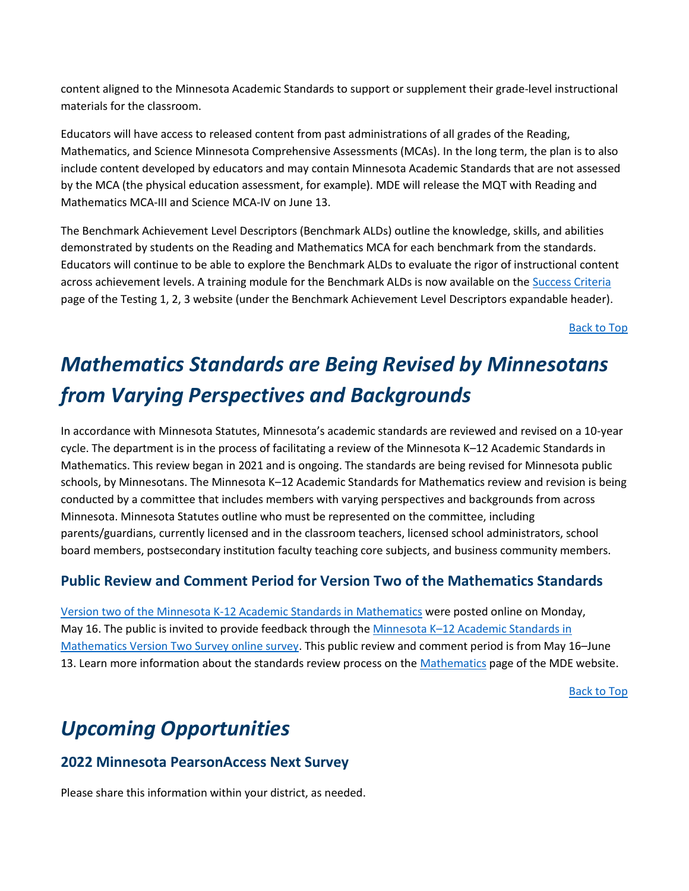content aligned to the Minnesota Academic Standards to support or supplement their grade-level instructional materials for the classroom.

Educators will have access to released content from past administrations of all grades of the Reading, Mathematics, and Science Minnesota Comprehensive Assessments (MCAs). In the long term, the plan is to also include content developed by educators and may contain Minnesota Academic Standards that are not assessed by the MCA (the physical education assessment, for example). MDE will release the MQT with Reading and Mathematics MCA-III and Science MCA-IV on June 13.

The Benchmark Achievement Level Descriptors (Benchmark ALDs) outline the knowledge, skills, and abilities demonstrated by students on the Reading and Mathematics MCA for each benchmark from the standards. Educators will continue to be able to explore the Benchmark ALDs to evaluate the rigor of instructional content across achievement levels. A training module for the Benchmark ALDs is now available on the Success Criteria page of the Testing 1, 2, 3 website (under the Benchmark Achievement Level Descriptors expandable header).

Back to Top

# *Mathematics Standards are Being Revised by Minnesotans from Varying Perspectives and Backgrounds*

In accordance with Minnesota Statutes, Minnesota's academic standards are reviewed and revised on a 10-year cycle. The department is in the process of facilitating a review of the Minnesota K–12 Academic Standards in Mathematics. This review began in 2021 and is ongoing. The standards are being revised for Minnesota public schools, by Minnesotans. The Minnesota K–12 Academic Standards for Mathematics review and revision is being conducted by a committee that includes members with varying perspectives and backgrounds from across Minnesota. Minnesota Statutes outline who must be represented on the committee, including parents/guardians, currently licensed and in the classroom teachers, licensed school administrators, school board members, postsecondary institution faculty teaching core subjects, and business community members.

## Public Review and Comment Period for Version Two of the Mathematics Standards

Version two of the Minnesota K-12 Academic Standards in Mathematics were posted online on Monday, May 16. The public is invited to provide feedback through the Minnesota K–12 Academic Standards in Mathematics Version Two Survey online survey. This public review and comment period is from May 16–June 13. Learn more information about the standards review process on the Mathematics page of the MDE website.

Back to Top

# *Upcoming Opportunities*

## 2022 Minnesota PearsonAccess Next Survey

Please share this information within your district, as needed.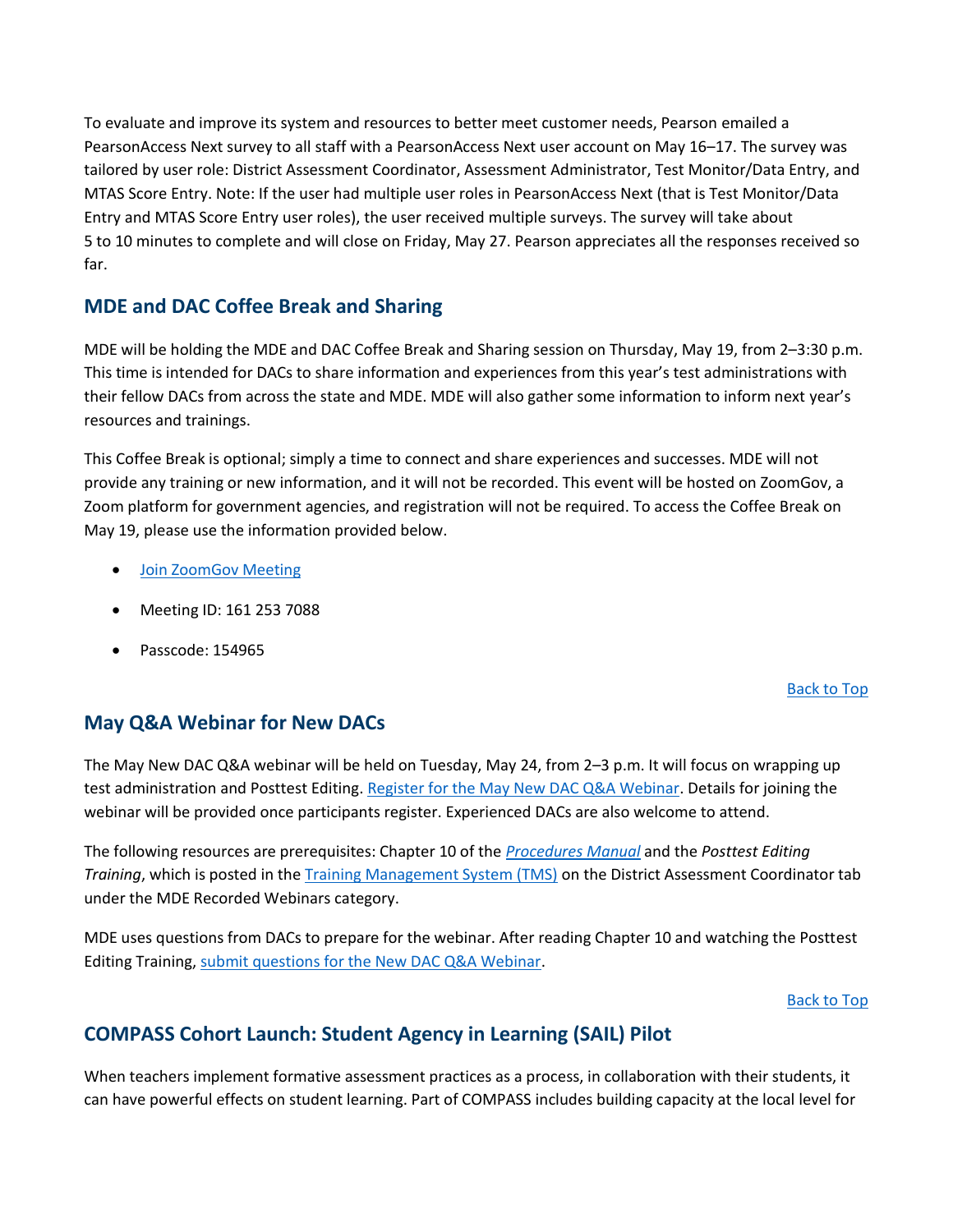To evaluate and improve its system and resources to better meet customer needs, Pearson emailed a PearsonAccess Next survey to all staff with a PearsonAccess Next user account on May 16–17. The survey was tailored by user role: District Assessment Coordinator, Assessment Administrator, Test Monitor/Data Entry, and MTAS Score Entry. Note: If the user had multiple user roles in PearsonAccess Next (that is Test Monitor/Data Entry and MTAS Score Entry user roles), the user received multiple surveys. The survey will take about 5 to 10 minutes to complete and will close on Friday, May 27. Pearson appreciates all the responses received so far.

## MDE and DAC Coffee Break and Sharing

MDE will be holding the MDE and DAC Coffee Break and Sharing session on Thursday, May 19, from 2–3:30 p.m. This time is intended for DACs to share information and experiences from this year's test administrations with their fellow DACs from across the state and MDE. MDE will also gather some information to inform next year's resources and trainings.

This Coffee Break is optional; simply a time to connect and share experiences and successes. MDE will not provide any training or new information, and it will not be recorded. This event will be hosted on ZoomGov, a Zoom platform for government agencies, and registration will not be required. To access the Coffee Break on May 19, please use the information provided below.

- Join ZoomGov Meeting
- Meeting ID: 161 253 7088
- Passcode: 154965

Back to Top

## May Q&A Webinar for New DACs

The May New DAC Q&A webinar will be held on Tuesday, May 24, from 2–3 p.m. It will focus on wrapping up test administration and Posttest Editing. Register for the May New DAC Q&A Webinar. Details for joining the webinar will be provided once participants register. Experienced DACs are also welcome to attend.

The following resources are prerequisites: Chapter 10 of the *Procedures Manual* and the *Posttest Editing Training*, which is posted in the Training Management System (TMS) on the District Assessment Coordinator tab under the MDE Recorded Webinars category.

MDE uses questions from DACs to prepare for the webinar. After reading Chapter 10 and watching the Posttest Editing Training, submit questions for the New DAC Q&A Webinar.

Back to Top

## COMPASS Cohort Launch: Student Agency in Learning (SAIL) Pilot

When teachers implement formative assessment practices as a process, in collaboration with their students, it can have powerful effects on student learning. Part of COMPASS includes building capacity at the local level for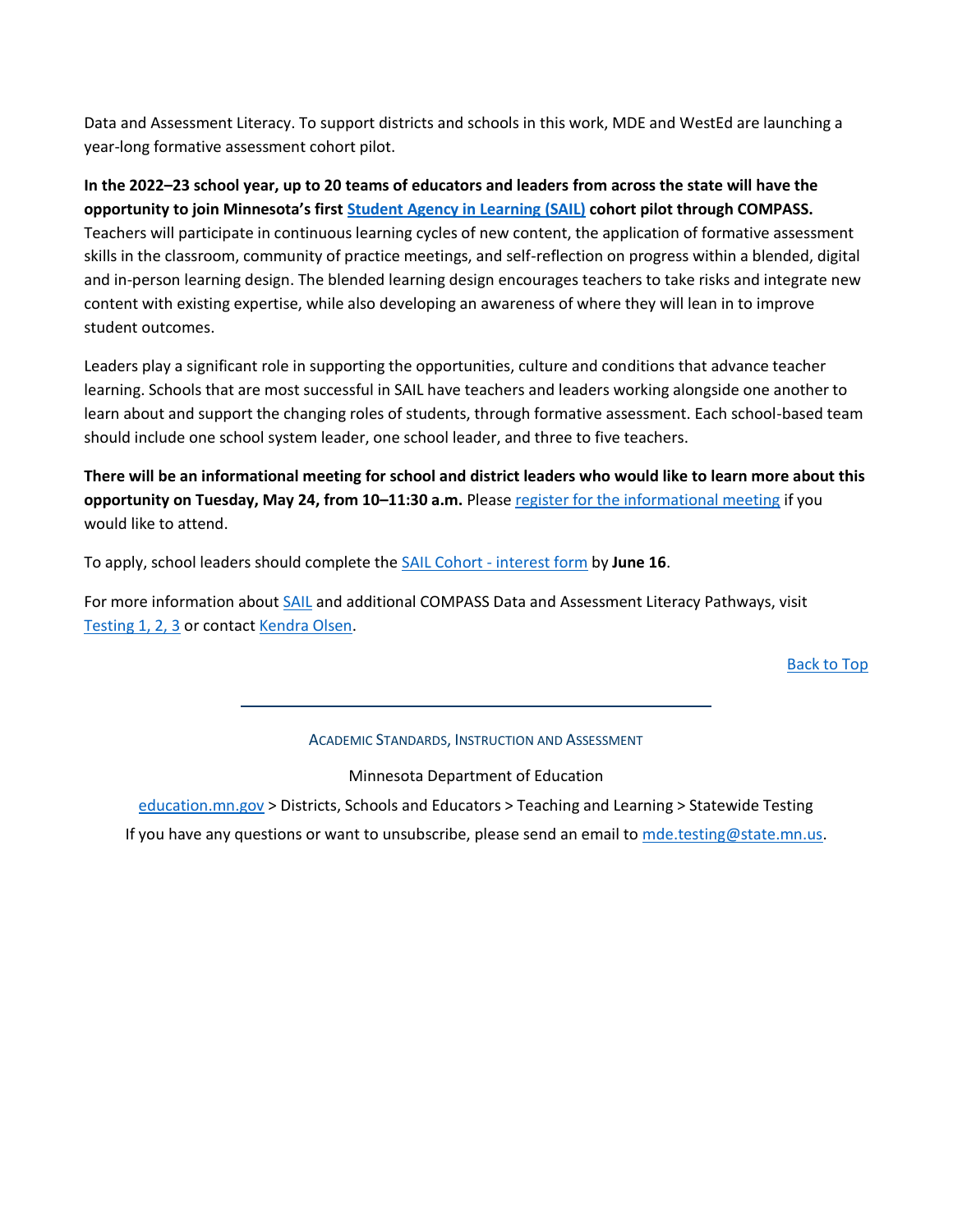Data and Assessment Literacy. To support districts and schools in this work, MDE and WestEd are launching a year-long formative assessment cohort pilot.

**In the 2022–23 school year, up to 20 teams of educators and leaders from across the state will have the opportunity to join Minnesota's first Student Agency in Learning (SAIL) cohort pilot through COMPASS.** Teachers will participate in continuous learning cycles of new content, the application of formative assessment skills in the classroom, community of practice meetings, and self-reflection on progress within a blended, digital and in-person learning design. The blended learning design encourages teachers to take risks and integrate new content with existing expertise, while also developing an awareness of where they will lean in to improve student outcomes.

Leaders play a significant role in supporting the opportunities, culture and conditions that advance teacher learning. Schools that are most successful in SAIL have teachers and leaders working alongside one another to learn about and support the changing roles of students, through formative assessment. Each school-based team should include one school system leader, one school leader, and three to five teachers.

**There will be an informational meeting for school and district leaders who would like to learn more about this opportunity on Tuesday, May 24, from 10–11:30 a.m.** Please register for the informational meeting if you would like to attend.

To apply, school leaders should complete the SAIL Cohort - interest form by **June 16**.

For more information about SAIL and additional COMPASS Data and Assessment Literacy Pathways, visit Testing 1, 2, 3 or contact Kendra Olsen.

Back to Top

---

Academic Standards, Instruction and Assessment

Minnesota Department of Education

education.mn.gov > Districts, Schools and Educators > Teaching and Learning > Statewide Testing

If you have any questions or want to unsubscribe, please send an email to mde.testing@state.mn.us.